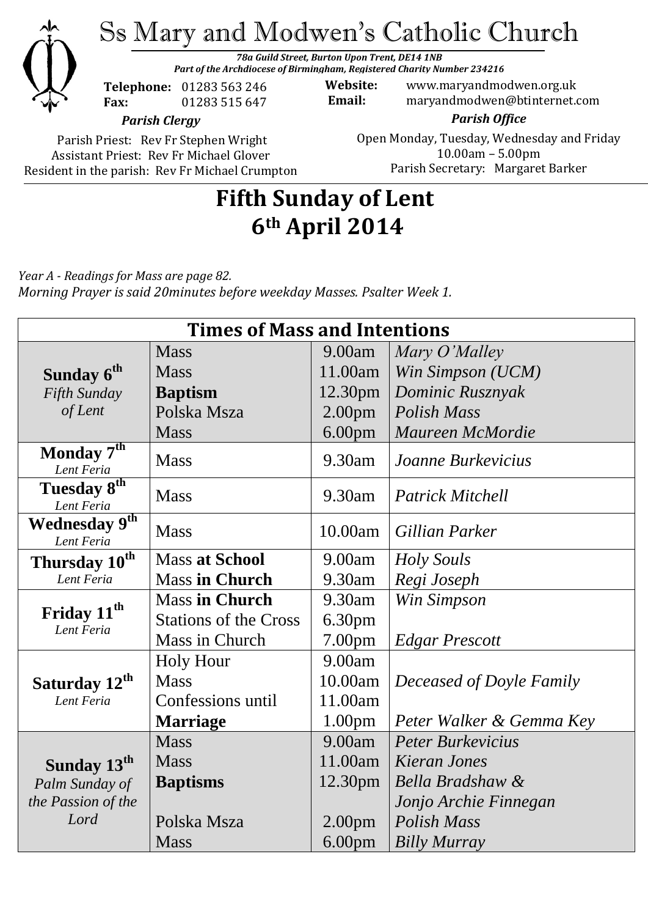# Ss Mary and Modwen's Catholic Church

***78a Guild Street, Burton Upon Trent, DE14 1NB***
***Part of the Archdiocese of Birmingham, Registered Charity Number 234216***

**Telephone:** 01283 563 246
**Fax:** 01283 515 647

**Website:** www.maryandmodwen.org.uk
**Email:** maryandmodwen@btinternet.com

***Parish Clergy***

Parish Priest: Rev Fr Stephen Wright
Assistant Priest: Rev Fr Michael Glover
Resident in the parish: Rev Fr Michael Crumpton

***Parish Office***

Open Monday, Tuesday, Wednesday and Friday
10.00am – 5.00pm
Parish Secretary: Margaret Barker

# Fifth Sunday of Lent
# 6th April 2014

*Year A - Readings for Mass are page 82.*
*Morning Prayer is said 20minutes before weekday Masses. Psalter Week 1.*

| Times of Mass and Intentions | | | |
|---|---|---|---|
| **Sunday 6th** *Fifth Sunday of Lent* | Mass | 9.00am | *Mary O'Malley* |
| | Mass | 11.00am | *Win Simpson (UCM)* |
| | **Baptism** | 12.30pm | *Dominic Rusznyak* |
| | Polska Msza | 2.00pm | *Polish Mass* |
| | Mass | 6.00pm | *Maureen McMordie* |
| **Monday 7th** *Lent Feria* | Mass | 9.30am | *Joanne Burkevicius* |
| **Tuesday 8th** *Lent Feria* | Mass | 9.30am | *Patrick Mitchell* |
| **Wednesday 9th** *Lent Feria* | Mass | 10.00am | *Gillian Parker* |
| **Thursday 10th** *Lent Feria* | Mass **at School** | 9.00am | *Holy Souls* |
| | Mass **in Church** | 9.30am | *Regi Joseph* |
| **Friday 11th** *Lent Feria* | Mass **in Church** | 9.30am | *Win Simpson* |
| | Stations of the Cross | 6.30pm | |
| | Mass in Church | 7.00pm | *Edgar Prescott* |
| **Saturday 12th** *Lent Feria* | Holy Hour | 9.00am | |
| | Mass | 10.00am | *Deceased of Doyle Family* |
| | Confessions until | 11.00am | |
| | **Marriage** | 1.00pm | *Peter Walker & Gemma Key* |
| **Sunday 13th** *Palm Sunday of the Passion of the Lord* | Mass | 9.00am | *Peter Burkevicius* |
| | Mass | 11.00am | *Kieran Jones* |
| | **Baptisms** | 12.30pm | *Bella Bradshaw & Jonjo Archie Finnegan* |
| | Polska Msza | 2.00pm | *Polish Mass* |
| | Mass | 6.00pm | *Billy Murray* |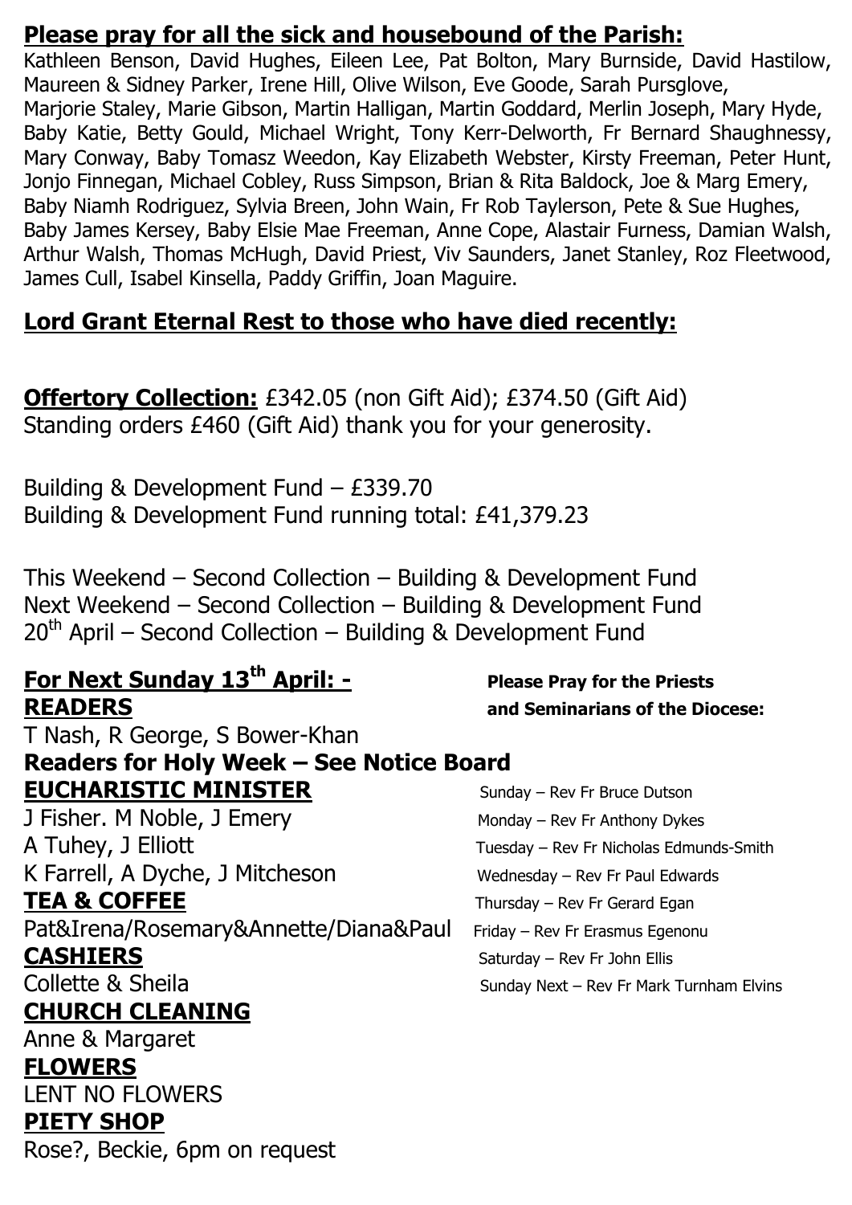## **Please pray for all the sick and housebound of the Parish:**

Kathleen Benson, David Hughes, Eileen Lee, Pat Bolton, Mary Burnside, David Hastilow, Maureen & Sidney Parker, Irene Hill, Olive Wilson, Eve Goode, Sarah Pursglove, Marjorie Staley, Marie Gibson, Martin Halligan, Martin Goddard, Merlin Joseph, Mary Hyde, Baby Katie, Betty Gould, Michael Wright, Tony Kerr-Delworth, Fr Bernard Shaughnessy, Mary Conway, Baby Tomasz Weedon, Kay Elizabeth Webster, Kirsty Freeman, Peter Hunt, Jonjo Finnegan, Michael Cobley, Russ Simpson, Brian & Rita Baldock, Joe & Marg Emery, Baby Niamh Rodriguez, Sylvia Breen, John Wain, Fr Rob Taylerson, Pete & Sue Hughes, Baby James Kersey, Baby Elsie Mae Freeman, Anne Cope, Alastair Furness, Damian Walsh, Arthur Walsh, Thomas McHugh, David Priest, Viv Saunders, Janet Stanley, Roz Fleetwood, James Cull, Isabel Kinsella, Paddy Griffin, Joan Maguire.

## **Lord Grant Eternal Rest to those who have died recently:**

**Offertory Collection:** £342.05 (non Gift Aid); £374.50 (Gift Aid)
Standing orders £460 (Gift Aid) thank you for your generosity.

Building & Development Fund – £339.70
Building & Development Fund running total: £41,379.23

This Weekend – Second Collection – Building & Development Fund
Next Weekend – Second Collection – Building & Development Fund
20th April – Second Collection – Building & Development Fund

## **For Next Sunday 13th April: -**

**READERS**
T Nash, R George, S Bower-Khan

**Readers for Holy Week – See Notice Board**

**EUCHARISTIC MINISTER**
J Fisher. M Noble, J Emery
A Tuhey, J Elliott
K Farrell, A Dyche, J Mitcheson

**TEA & COFFEE**
Pat&Irena/Rosemary&Annette/Diana&Paul

**CASHIERS**
Collette & Sheila

**CHURCH CLEANING**
Anne & Margaret

**FLOWERS**
LENT NO FLOWERS

**PIETY SHOP**
Rose?, Beckie, 6pm on request

**Please Pray for the Priests and Seminarians of the Diocese:**

Sunday – Rev Fr Bruce Dutson
Monday – Rev Fr Anthony Dykes
Tuesday – Rev Fr Nicholas Edmunds-Smith
Wednesday – Rev Fr Paul Edwards
Thursday – Rev Fr Gerard Egan
Friday – Rev Fr Erasmus Egenonu
Saturday – Rev Fr John Ellis
Sunday Next – Rev Fr Mark Turnham Elvins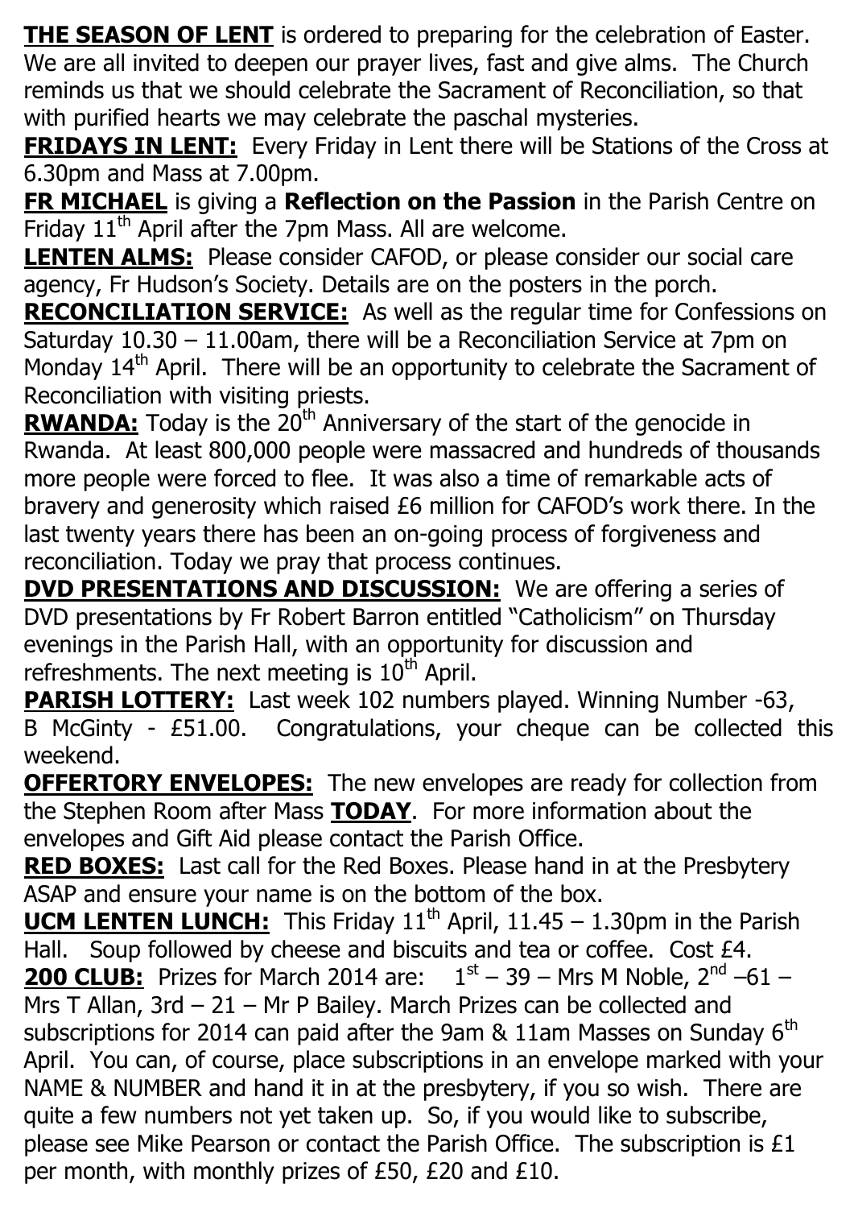**<u>THE SEASON OF LENT</u>** is ordered to preparing for the celebration of Easter. We are all invited to deepen our prayer lives, fast and give alms. The Church reminds us that we should celebrate the Sacrament of Reconciliation, so that with purified hearts we may celebrate the paschal mysteries.

**<u>FRIDAYS IN LENT:</u>** Every Friday in Lent there will be Stations of the Cross at 6.30pm and Mass at 7.00pm.

**<u>FR MICHAEL</u>** is giving a **Reflection on the Passion** in the Parish Centre on Friday 11th April after the 7pm Mass. All are welcome.

**<u>LENTEN ALMS:</u>** Please consider CAFOD, or please consider our social care agency, Fr Hudson's Society. Details are on the posters in the porch.

**<u>RECONCILIATION SERVICE:</u>** As well as the regular time for Confessions on Saturday 10.30 – 11.00am, there will be a Reconciliation Service at 7pm on Monday 14th April. There will be an opportunity to celebrate the Sacrament of Reconciliation with visiting priests.

**<u>RWANDA:</u>** Today is the 20th Anniversary of the start of the genocide in Rwanda. At least 800,000 people were massacred and hundreds of thousands more people were forced to flee. It was also a time of remarkable acts of bravery and generosity which raised £6 million for CAFOD's work there. In the last twenty years there has been an on-going process of forgiveness and reconciliation. Today we pray that process continues.

**<u>DVD PRESENTATIONS AND DISCUSSION:</u>** We are offering a series of DVD presentations by Fr Robert Barron entitled "Catholicism" on Thursday evenings in the Parish Hall, with an opportunity for discussion and refreshments. The next meeting is 10th April.

**<u>PARISH LOTTERY:</u>** Last week 102 numbers played. Winning Number -63, B McGinty - £51.00. Congratulations, your cheque can be collected this weekend.

**<u>OFFERTORY ENVELOPES:</u>** The new envelopes are ready for collection from the Stephen Room after Mass **<u>TODAY</u>**. For more information about the envelopes and Gift Aid please contact the Parish Office.

**<u>RED BOXES:</u>** Last call for the Red Boxes. Please hand in at the Presbytery ASAP and ensure your name is on the bottom of the box.

**<u>UCM LENTEN LUNCH:</u>** This Friday 11th April, 11.45 – 1.30pm in the Parish Hall. Soup followed by cheese and biscuits and tea or coffee. Cost £4.

**<u>200 CLUB:</u>** Prizes for March 2014 are: 1st – 39 – Mrs M Noble, 2nd –61 – Mrs T Allan, 3rd – 21 – Mr P Bailey. March Prizes can be collected and subscriptions for 2014 can paid after the 9am & 11am Masses on Sunday 6th April. You can, of course, place subscriptions in an envelope marked with your NAME & NUMBER and hand it in at the presbytery, if you so wish. There are quite a few numbers not yet taken up. So, if you would like to subscribe, please see Mike Pearson or contact the Parish Office. The subscription is £1 per month, with monthly prizes of £50, £20 and £10.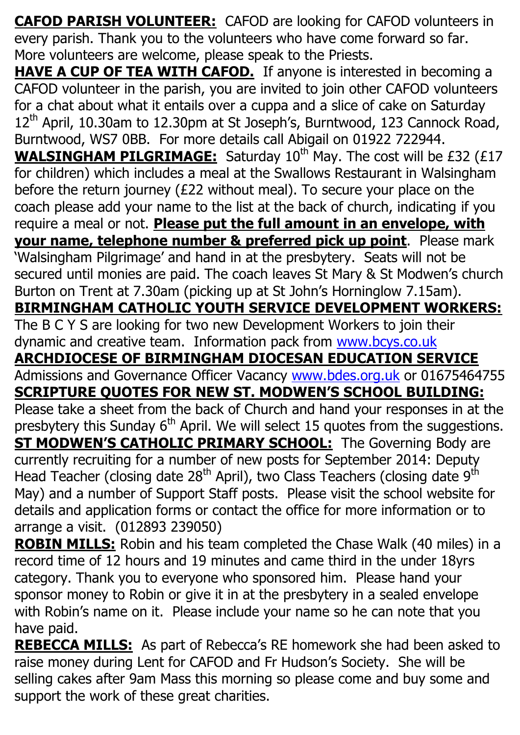**CAFOD PARISH VOLUNTEER:** CAFOD are looking for CAFOD volunteers in every parish. Thank you to the volunteers who have come forward so far. More volunteers are welcome, please speak to the Priests.

**HAVE A CUP OF TEA WITH CAFOD.** If anyone is interested in becoming a CAFOD volunteer in the parish, you are invited to join other CAFOD volunteers for a chat about what it entails over a cuppa and a slice of cake on Saturday 12th April, 10.30am to 12.30pm at St Joseph's, Burntwood, 123 Cannock Road, Burntwood, WS7 0BB. For more details call Abigail on 01922 722944.

**WALSINGHAM PILGRIMAGE:** Saturday 10th May. The cost will be £32 (£17 for children) which includes a meal at the Swallows Restaurant in Walsingham before the return journey (£22 without meal). To secure your place on the coach please add your name to the list at the back of church, indicating if you require a meal or not. **Please put the full amount in an envelope, with your name, telephone number & preferred pick up point**. Please mark 'Walsingham Pilgrimage' and hand in at the presbytery. Seats will not be secured until monies are paid. The coach leaves St Mary & St Modwen's church Burton on Trent at 7.30am (picking up at St John's Horninglow 7.15am).

**BIRMINGHAM CATHOLIC YOUTH SERVICE DEVELOPMENT WORKERS:** The B C Y S are looking for two new Development Workers to join their dynamic and creative team. Information pack from www.bcys.co.uk

**ARCHDIOCESE OF BIRMINGHAM DIOCESAN EDUCATION SERVICE** Admissions and Governance Officer Vacancy www.bdes.org.uk or 01675464755

**SCRIPTURE QUOTES FOR NEW ST. MODWEN'S SCHOOL BUILDING:** Please take a sheet from the back of Church and hand your responses in at the presbytery this Sunday 6th April. We will select 15 quotes from the suggestions.

**ST MODWEN'S CATHOLIC PRIMARY SCHOOL:** The Governing Body are currently recruiting for a number of new posts for September 2014: Deputy Head Teacher (closing date 28th April), two Class Teachers (closing date 9th May) and a number of Support Staff posts. Please visit the school website for details and application forms or contact the office for more information or to arrange a visit. (012893 239050)

**ROBIN MILLS:** Robin and his team completed the Chase Walk (40 miles) in a record time of 12 hours and 19 minutes and came third in the under 18yrs category. Thank you to everyone who sponsored him. Please hand your sponsor money to Robin or give it in at the presbytery in a sealed envelope with Robin's name on it. Please include your name so he can note that you have paid.

**REBECCA MILLS:** As part of Rebecca's RE homework she had been asked to raise money during Lent for CAFOD and Fr Hudson's Society. She will be selling cakes after 9am Mass this morning so please come and buy some and support the work of these great charities.